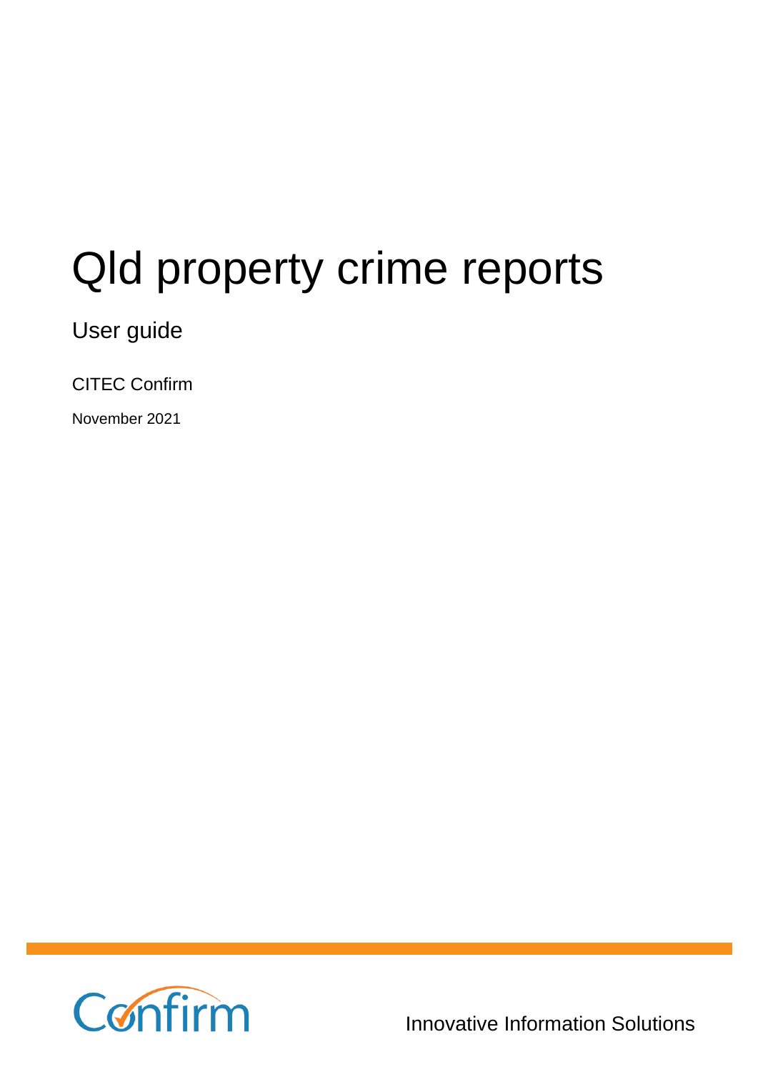# Qld property crime reports

User guide

CITEC Confirm

November 2021

Confirm

Innovative Information Solutions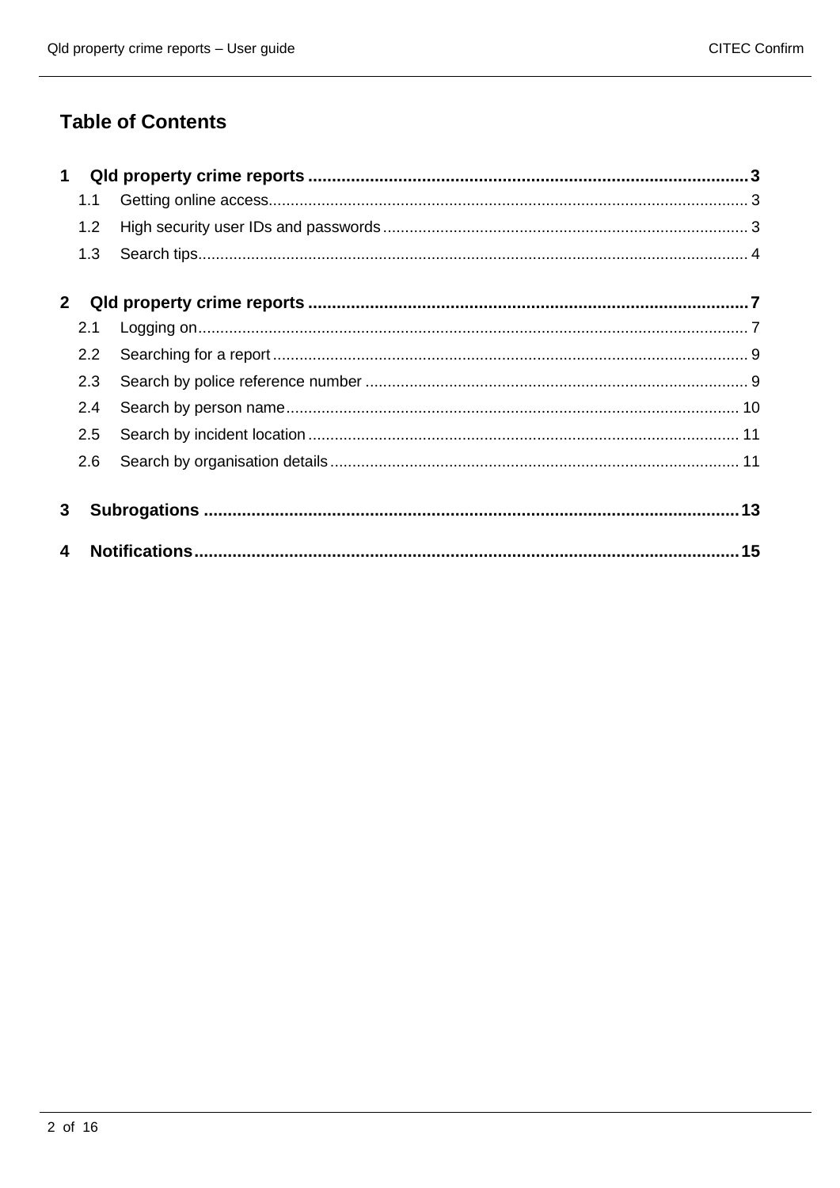# Table of Contents

| | | |
|---|---|---|
| **1** | **Qld property crime reports** | **3** |
| 1.1 | Getting online access | 3 |
| 1.2 | High security user IDs and passwords | 3 |
| 1.3 | Search tips | 4 |
| **2** | **Qld property crime reports** | **7** |
| 2.1 | Logging on | 7 |
| 2.2 | Searching for a report | 9 |
| 2.3 | Search by police reference number | 9 |
| 2.4 | Search by person name | 10 |
| 2.5 | Search by incident location | 11 |
| 2.6 | Search by organisation details | 11 |
| **3** | **Subrogations** | **13** |
| **4** | **Notifications** | **15** |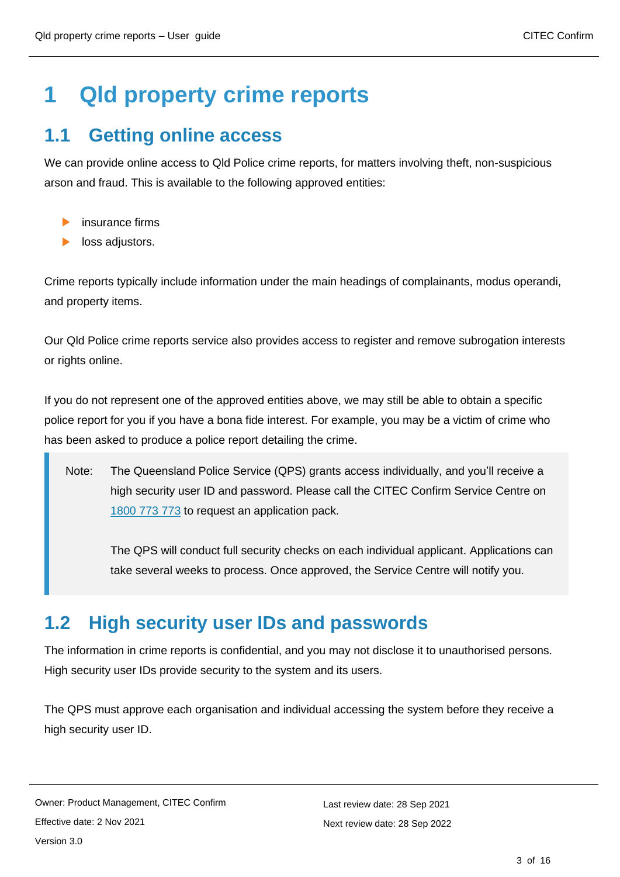# 1 Qld property crime reports

## 1.1 Getting online access

We can provide online access to Qld Police crime reports, for matters involving theft, non-suspicious arson and fraud. This is available to the following approved entities:

- insurance firms
- loss adjustors.

Crime reports typically include information under the main headings of complainants, modus operandi, and property items.

Our Qld Police crime reports service also provides access to register and remove subrogation interests or rights online.

If you do not represent one of the approved entities above, we may still be able to obtain a specific police report for you if you have a bona fide interest. For example, you may be a victim of crime who has been asked to produce a police report detailing the crime.

> Note: The Queensland Police Service (QPS) grants access individually, and you'll receive a high security user ID and password. Please call the CITEC Confirm Service Centre on 1800 773 773 to request an application pack.
>
> The QPS will conduct full security checks on each individual applicant. Applications can take several weeks to process. Once approved, the Service Centre will notify you.

## 1.2 High security user IDs and passwords

The information in crime reports is confidential, and you may not disclose it to unauthorised persons. High security user IDs provide security to the system and its users.

The QPS must approve each organisation and individual accessing the system before they receive a high security user ID.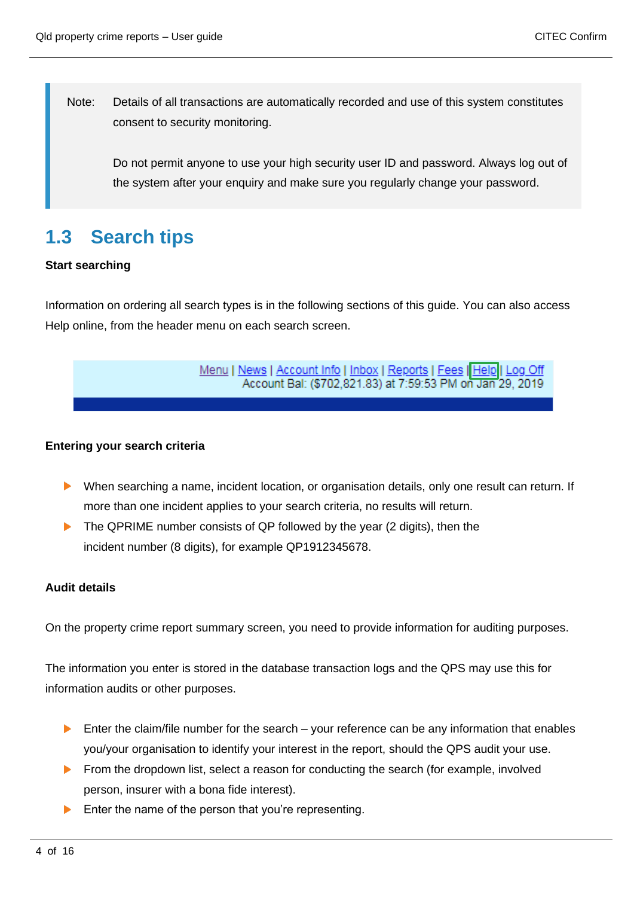> Note: Details of all transactions are automatically recorded and use of this system constitutes consent to security monitoring.
>
> Do not permit anyone to use your high security user ID and password. Always log out of the system after your enquiry and make sure you regularly change your password.

## 1.3 Search tips

**Start searching**

Information on ordering all search types is in the following sections of this guide. You can also access Help online, from the header menu on each search screen.

Menu | News | Account Info | Inbox | Reports | Fees | Help | Log Off
Account Bal: ($702,821.83) at 7:59:53 PM on Jan 29, 2019

**Entering your search criteria**

- When searching a name, incident location, or organisation details, only one result can return. If more than one incident applies to your search criteria, no results will return.
- The QPRIME number consists of QP followed by the year (2 digits), then the incident number (8 digits), for example QP1912345678.

**Audit details**

On the property crime report summary screen, you need to provide information for auditing purposes.

The information you enter is stored in the database transaction logs and the QPS may use this for information audits or other purposes.

- Enter the claim/file number for the search – your reference can be any information that enables you/your organisation to identify your interest in the report, should the QPS audit your use.
- From the dropdown list, select a reason for conducting the search (for example, involved person, insurer with a bona fide interest).
- Enter the name of the person that you're representing.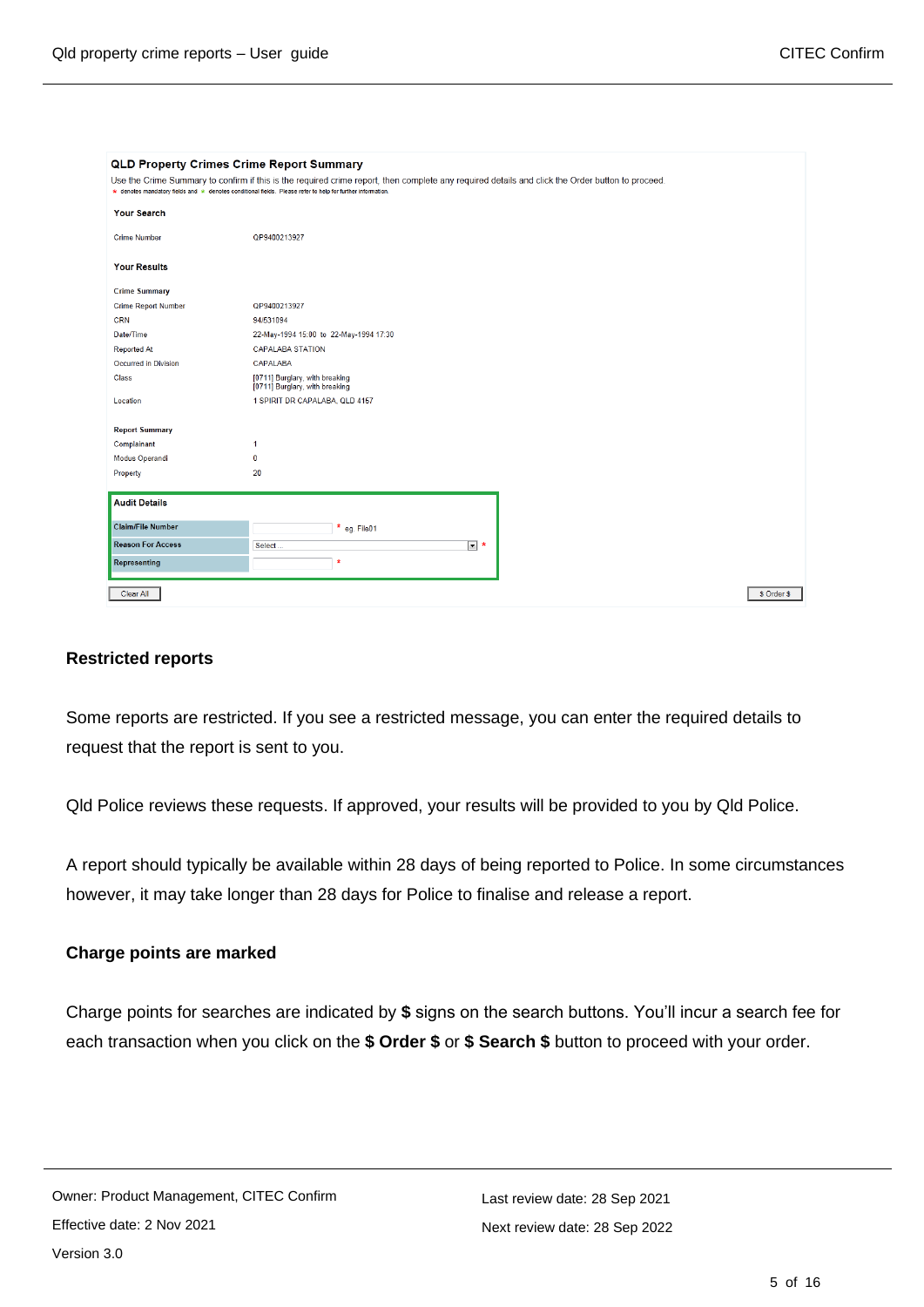**QLD Property Crimes Crime Report Summary**

Use the Crime Summary to confirm if this is the required crime report, then complete any required details and click the Order button to proceed.

* denotes mandatory fields and * denotes conditional fields. Please refer to help for further information.

**Your Search**

| | |
|---|---|
| Crime Number | QP9400213927 |

**Your Results**

**Crime Summary**

| | |
|---|---|
| Crime Report Number | QP9400213927 |
| CRN | 94/531094 |
| Date/Time | 22-May-1994 15:00 to 22-May-1994 17:30 |
| Reported At | CAPALABA STATION |
| Occurred in Division | CAPALABA |
| Class | [0711] Burglary, with breaking [0711] Burglary, with breaking |
| Location | 1 SPIRIT DR CAPALABA, QLD 4157 |

**Report Summary**

| | |
|---|---|
| Complainant | 1 |
| Modus Operandi | 0 |
| Property | 20 |

**Audit Details**

| | |
|---|---|
| Claim/File Number | * eg. File01 |
| Reason For Access | Select ... * |
| Representing | * |

Clear All | $ Order $

### Restricted reports

Some reports are restricted. If you see a restricted message, you can enter the required details to request that the report is sent to you.

Qld Police reviews these requests. If approved, your results will be provided to you by Qld Police.

A report should typically be available within 28 days of being reported to Police. In some circumstances however, it may take longer than 28 days for Police to finalise and release a report.

### Charge points are marked

Charge points for searches are indicated by **$** signs on the search buttons. You'll incur a search fee for each transaction when you click on the **$ Order $** or **$ Search $** button to proceed with your order.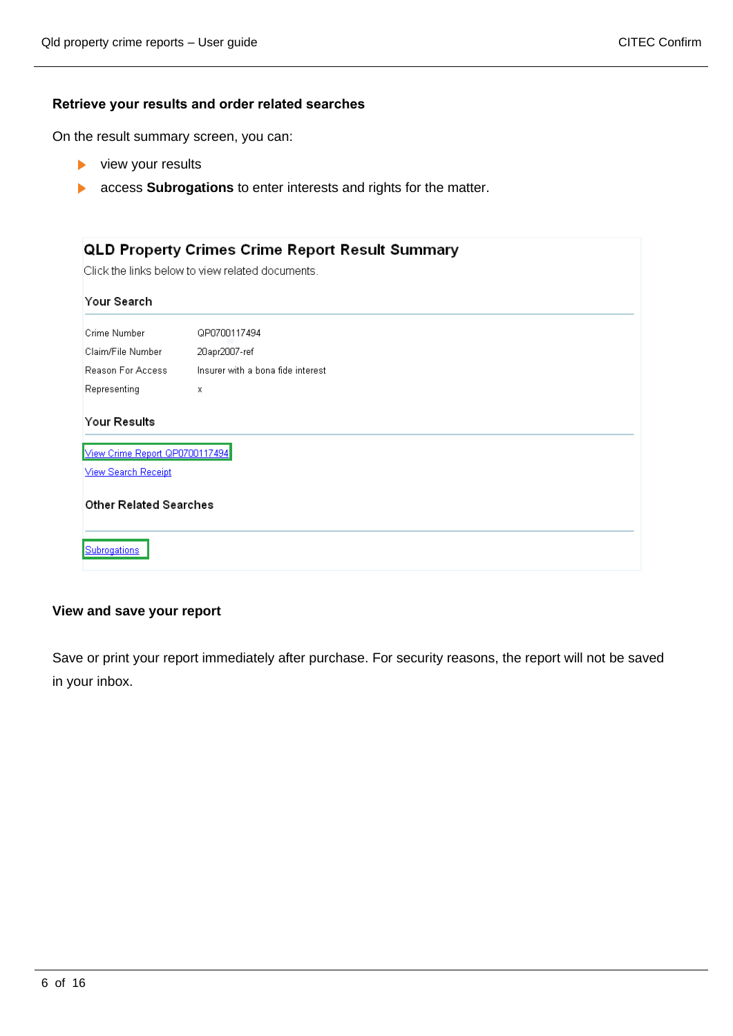### Retrieve your results and order related searches

On the result summary screen, you can:

- view your results
- access **Subrogations** to enter interests and rights for the matter.

## QLD Property Crimes Crime Report Result Summary

Click the links below to view related documents.

### Your Search

| | |
|---|---|
| Crime Number | QP0700117494 |
| Claim/File Number | 20apr2007-ref |
| Reason For Access | Insurer with a bona fide interest |
| Representing | x |

### Your Results

View Crime Report QP0700117494

View Search Receipt

### Other Related Searches

Subrogations

### View and save your report

Save or print your report immediately after purchase. For security reasons, the report will not be saved in your inbox.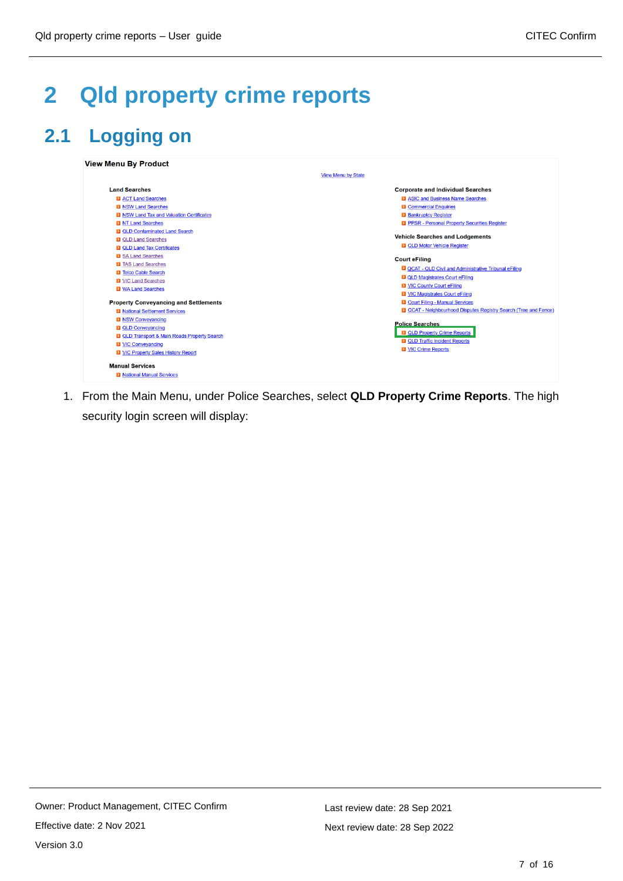# 2 Qld property crime reports

## 2.1 Logging on

**View Menu By Product**

View Menu by State

**Land Searches**

- ACT Land Searches
- NSW Land Searches
- NSW Land Tax and Valuation Certificates
- NT Land Searches
- QLD Contaminated Land Search
- QLD Land Searches
- QLD Land Tax Certificates
- SA Land Searches
- TAS Land Searches
- Telco Cable Search
- VIC Land Searches
- WA Land Searches

**Property Conveyancing and Settlements**

- National Settlement Services
- NSW Conveyancing
- QLD Conveyancing
- QLD Transport & Main Roads Property Search
- VIC Conveyancing
- VIC Property Sales History Report

**Manual Services**

- National Manual Services

**Corporate and Individual Searches**

- ASIC and Business Name Searches
- Commercial Enquiries
- Bankruptcy Register
- PPSR - Personal Property Securities Register

**Vehicle Searches and Lodgements**

- QLD Motor Vehicle Register

**Court eFiling**

- QCAT - QLD Civil and Administrative Tribunal eFiling
- QLD Magistrates Court eFiling
- VIC County Court eFiling
- VIC Magistrates Court eFiling
- Court Filing - Manual Services
- QCAT - Neighbourhood Disputes Registry Search (Tree and Fence)

**Police Searches**

- QLD Property Crime Reports
- QLD Traffic Incident Reports
- VIC Crime Reports

1. From the Main Menu, under Police Searches, select **QLD Property Crime Reports**. The high security login screen will display: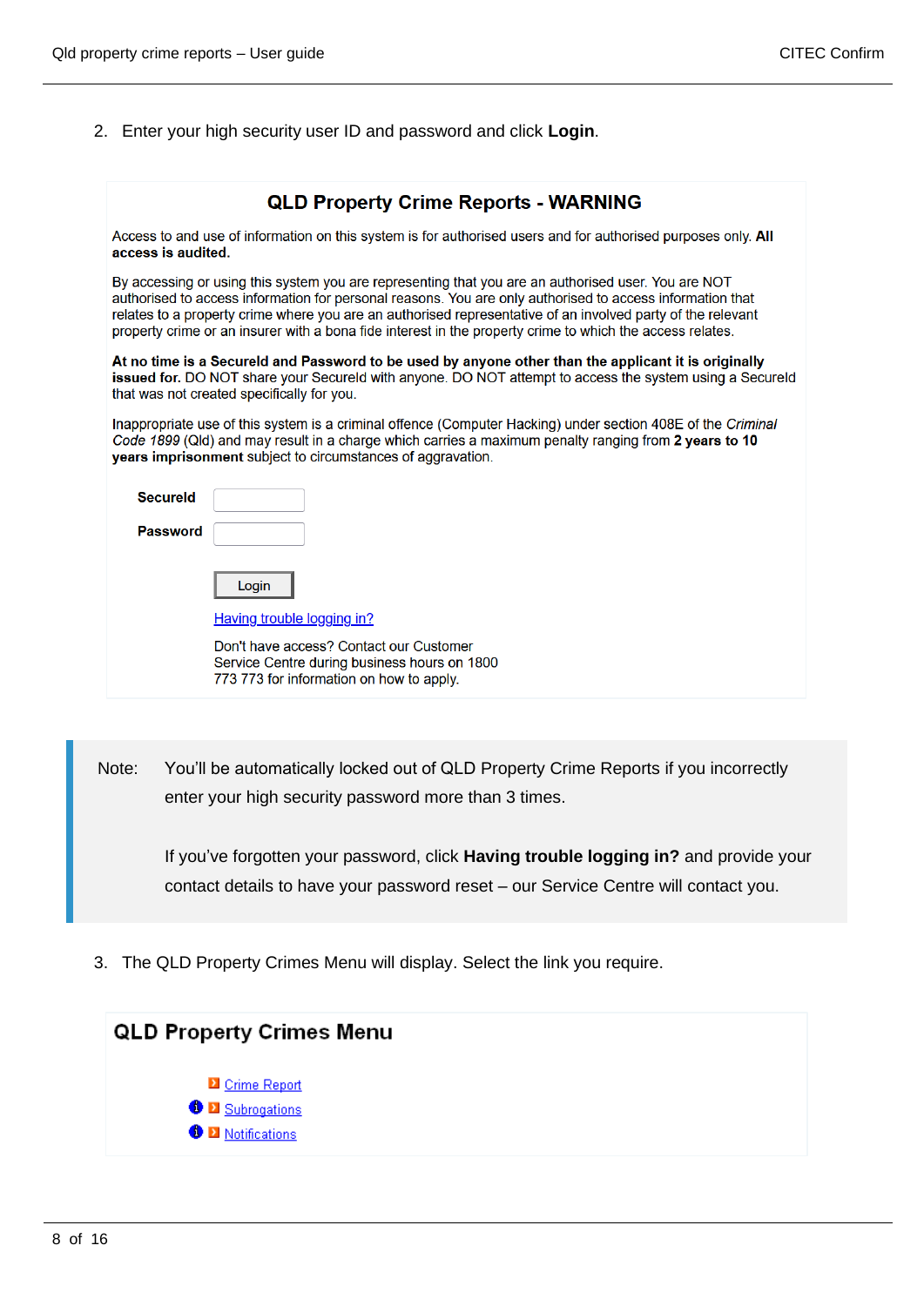2. Enter your high security user ID and password and click **Login**.

## QLD Property Crime Reports - WARNING

Access to and use of information on this system is for authorised users and for authorised purposes only. **All access is audited.**

By accessing or using this system you are representing that you are an authorised user. You are NOT authorised to access information for personal reasons. You are only authorised to access information that relates to a property crime where you are an authorised representative of an involved party of the relevant property crime or an insurer with a bona fide interest in the property crime to which the access relates.

**At no time is a SecureId and Password to be used by anyone other than the applicant it is originally issued for.** DO NOT share your SecureId with anyone. DO NOT attempt to access the system using a SecureId that was not created specifically for you.

Inappropriate use of this system is a criminal offence (Computer Hacking) under section 408E of the *Criminal Code 1899* (Qld) and may result in a charge which carries a maximum penalty ranging from **2 years to 10 years imprisonment** subject to circumstances of aggravation.

**SecureId**

**Password**

Login

Having trouble logging in?

Don't have access? Contact our Customer Service Centre during business hours on 1800 773 773 for information on how to apply.

> Note: You'll be automatically locked out of QLD Property Crime Reports if you incorrectly enter your high security password more than 3 times.
>
> If you've forgotten your password, click **Having trouble logging in?** and provide your contact details to have your password reset – our Service Centre will contact you.

3. The QLD Property Crimes Menu will display. Select the link you require.

## QLD Property Crimes Menu

- Crime Report
- Subrogations
- Notifications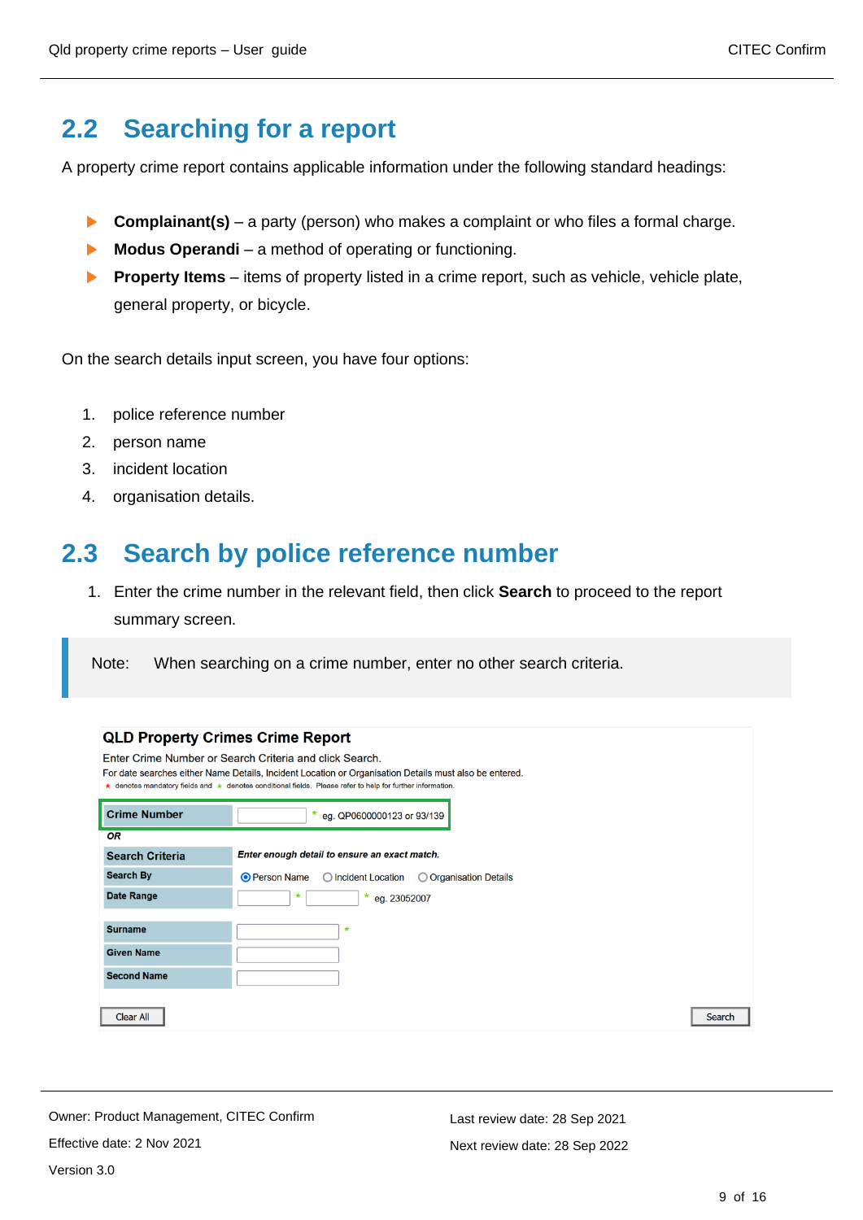## 2.2 Searching for a report

A property crime report contains applicable information under the following standard headings:

- **Complainant(s)** – a party (person) who makes a complaint or who files a formal charge.
- **Modus Operandi** – a method of operating or functioning.
- **Property Items** – items of property listed in a crime report, such as vehicle, vehicle plate, general property, or bicycle.

On the search details input screen, you have four options:

1. police reference number
2. person name
3. incident location
4. organisation details.

## 2.3 Search by police reference number

1. Enter the crime number in the relevant field, then click **Search** to proceed to the report summary screen.

> Note: When searching on a crime number, enter no other search criteria.

**QLD Property Crimes Crime Report**

Enter Crime Number or Search Criteria and click Search.
For date searches either Name Details, Incident Location or Organisation Details must also be entered.
* denotes mandatory fields and * denotes conditional fields. Please refer to help for further information.

| | |
|---|---|
| **Crime Number** | * eg. QP0600000123 or 93/139 |
| *OR* | |
| **Search Criteria** | *Enter enough detail to ensure an exact match.* |
| **Search By** | ◉ Person Name ○ Incident Location ○ Organisation Details |
| **Date Range** | * * eg. 23052007 |
| **Surname** | * |
| **Given Name** | |
| **Second Name** | |

Clear All | Search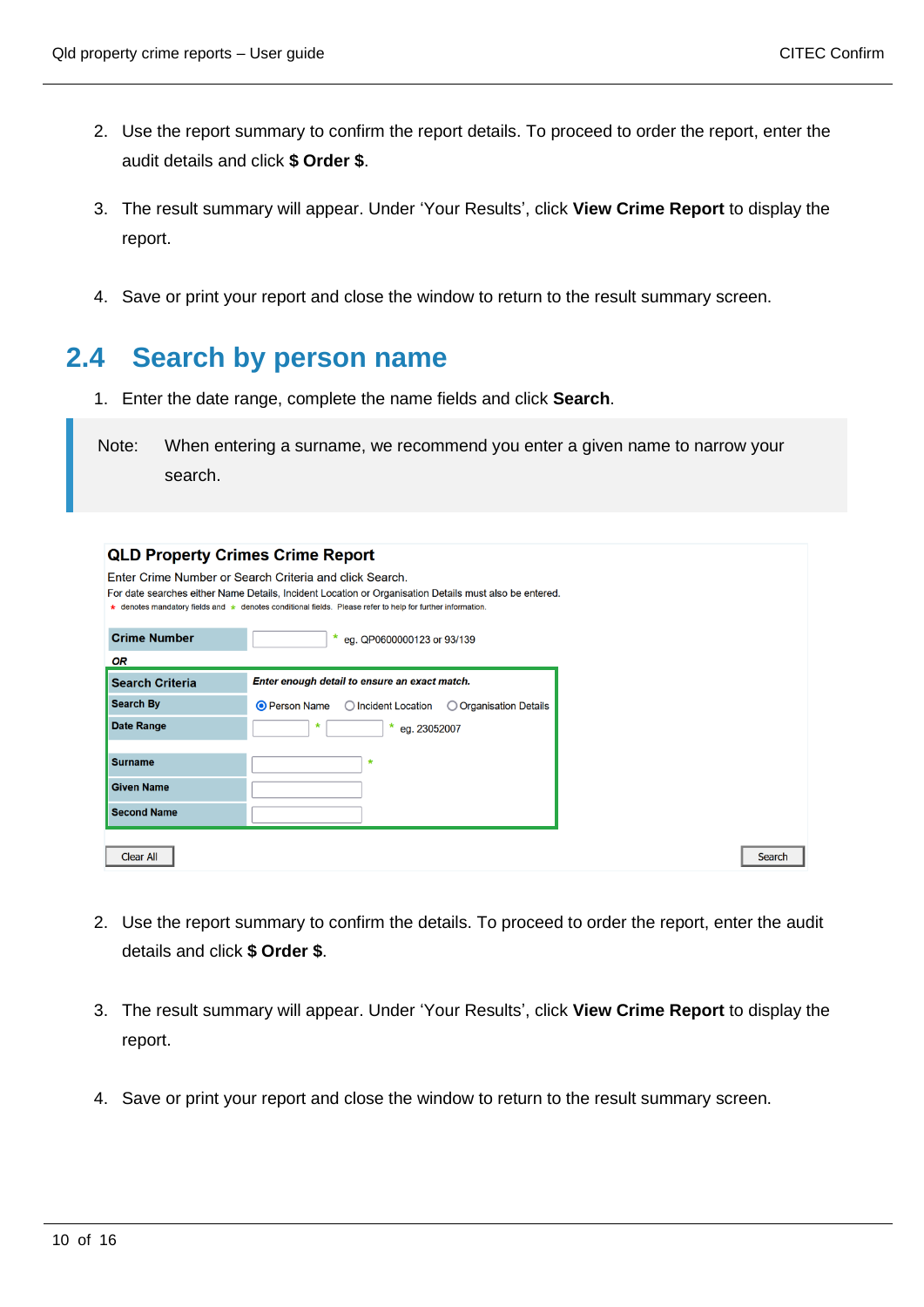2. Use the report summary to confirm the report details. To proceed to order the report, enter the audit details and click **$ Order $**.

3. The result summary will appear. Under 'Your Results', click **View Crime Report** to display the report.

4. Save or print your report and close the window to return to the result summary screen.

## 2.4 Search by person name

1. Enter the date range, complete the name fields and click **Search**.

> Note: When entering a surname, we recommend you enter a given name to narrow your search.

**QLD Property Crimes Crime Report**

Enter Crime Number or Search Criteria and click Search.
For date searches either Name Details, Incident Location or Organisation Details must also be entered.
* denotes mandatory fields and * denotes conditional fields. Please refer to help for further information.

| | |
|---|---|
| **Crime Number** | * eg. QP0600000123 or 93/139 |
| *OR* | |
| **Search Criteria** | *Enter enough detail to ensure an exact match.* |
| **Search By** | Person Name / Incident Location / Organisation Details |
| **Date Range** | * * eg. 23052007 |
| **Surname** | * |
| **Given Name** | |
| **Second Name** | |

Clear All | Search

2. Use the report summary to confirm the details. To proceed to order the report, enter the audit details and click **$ Order $**.

3. The result summary will appear. Under 'Your Results', click **View Crime Report** to display the report.

4. Save or print your report and close the window to return to the result summary screen.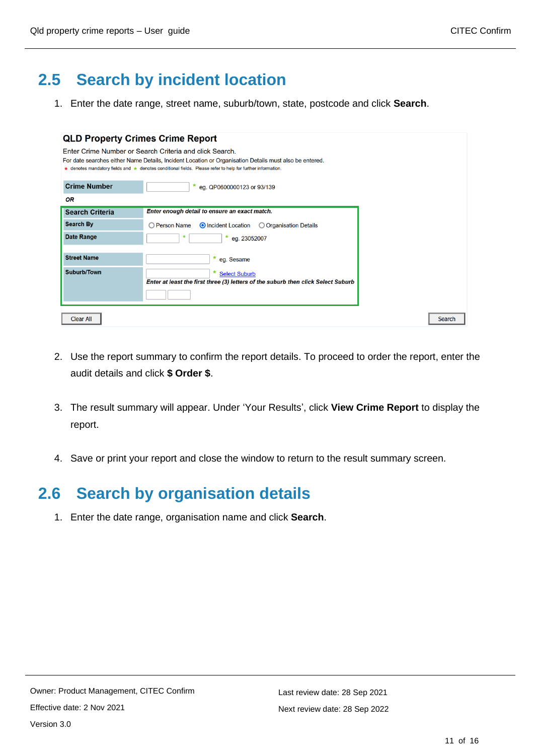## 2.5 Search by incident location

1. Enter the date range, street name, suburb/town, state, postcode and click **Search**.

**QLD Property Crimes Crime Report**

Enter Crime Number or Search Criteria and click Search.

For date searches either Name Details, Incident Location or Organisation Details must also be entered.

\* denotes mandatory fields and \* denotes conditional fields. Please refer to help for further information.

| | |
|---|---|
| **Crime Number** | \* eg. QP0600000123 or 93/139 |
| ***OR*** | |
| **Search Criteria** | *Enter enough detail to ensure an exact match.* |
| **Search By** | ○ Person Name ◉ Incident Location ○ Organisation Details |
| **Date Range** | \* \* eg. 23052007 |
| **Street Name** | \* eg. Sesame |
| **Suburb/Town** | \* Select Suburb<br>*Enter at least the first three (3) letters of the suburb then click Select Suburb* |

Clear All | Search

2. Use the report summary to confirm the report details. To proceed to order the report, enter the audit details and click **$ Order $**.

3. The result summary will appear. Under 'Your Results', click **View Crime Report** to display the report.

4. Save or print your report and close the window to return to the result summary screen.

## 2.6 Search by organisation details

1. Enter the date range, organisation name and click **Search**.

Owner: Product Management, CITEC Confirm

Effective date: 2 Nov 2021

Version 3.0

Last review date: 28 Sep 2021

Next review date: 28 Sep 2022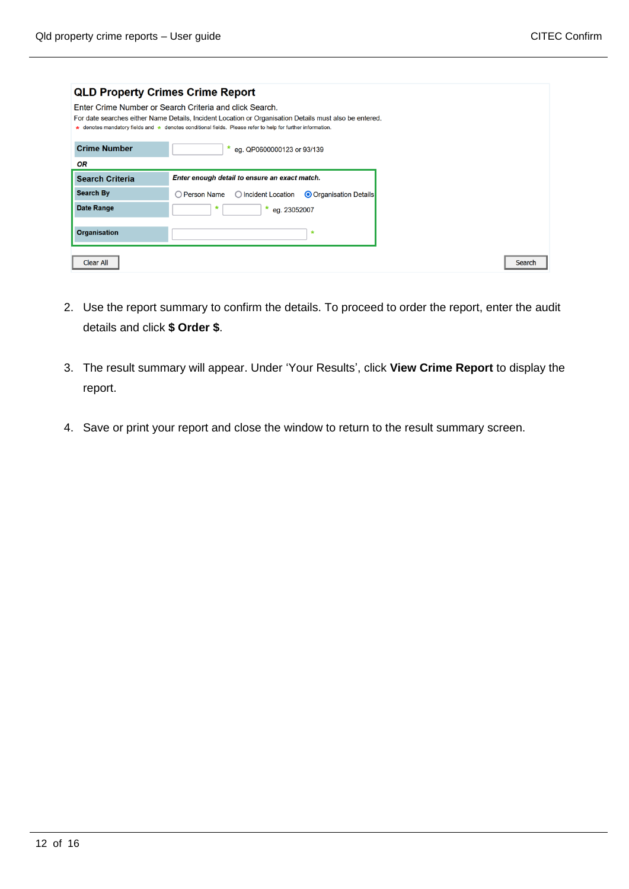**QLD Property Crimes Crime Report**

Enter Crime Number or Search Criteria and click Search.

For date searches either Name Details, Incident Location or Organisation Details must also be entered.

* denotes mandatory fields and * denotes conditional fields. Please refer to help for further information.

| | |
|---|---|
| **Crime Number** | [ ] * eg. QP0600000123 or 93/139 |
| ***OR*** | |
| **Search Criteria** | ***Enter enough detail to ensure an exact match.*** |
| **Search By** | ○ Person Name ○ Incident Location ◉ Organisation Details |
| **Date Range** | [ ] * [ ] * eg. 23052007 |
| **Organisation** | [ ] * |

Clear All | Search

2. Use the report summary to confirm the details. To proceed to order the report, enter the audit details and click **$ Order $**.

3. The result summary will appear. Under 'Your Results', click **View Crime Report** to display the report.

4. Save or print your report and close the window to return to the result summary screen.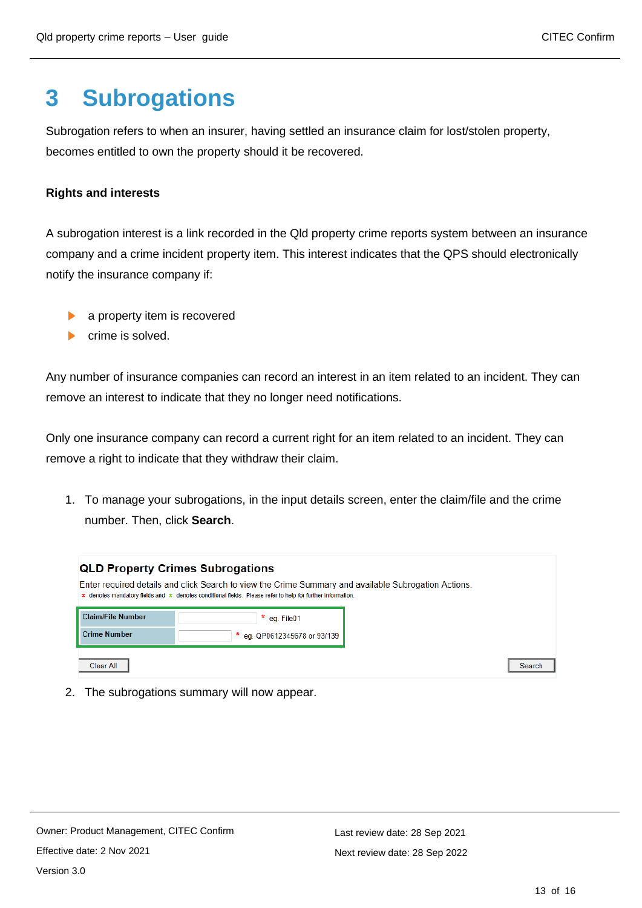# 3 Subrogations

Subrogation refers to when an insurer, having settled an insurance claim for lost/stolen property, becomes entitled to own the property should it be recovered.

**Rights and interests**

A subrogation interest is a link recorded in the Qld property crime reports system between an insurance company and a crime incident property item. This interest indicates that the QPS should electronically notify the insurance company if:

- a property item is recovered
- crime is solved.

Any number of insurance companies can record an interest in an item related to an incident. They can remove an interest to indicate that they no longer need notifications.

Only one insurance company can record a current right for an item related to an incident. They can remove a right to indicate that they withdraw their claim.

1. To manage your subrogations, in the input details screen, enter the claim/file and the crime number. Then, click **Search**.

**QLD Property Crimes Subrogations**

Enter required details and click Search to view the Crime Summary and available Subrogation Actions.
* denotes mandatory fields and * denotes conditional fields. Please refer to help for further information.

| Field | Input | Example |
|---|---|---|
| Claim/File Number | | * eg. File01 |
| Crime Number | | * eg. QP0612345678 or 93/139 |

Clear All | Search

2. The subrogations summary will now appear.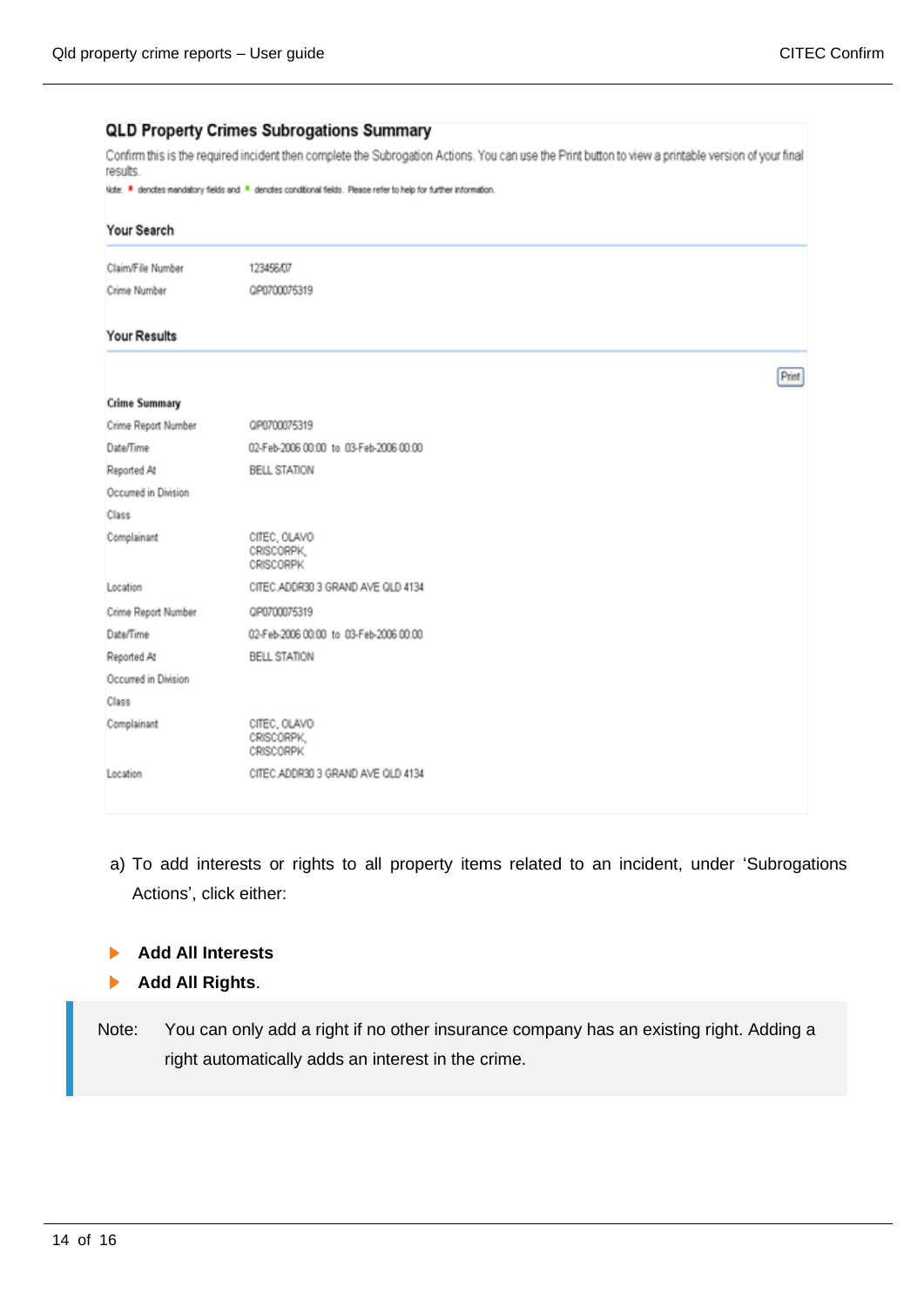**QLD Property Crimes Subrogations Summary**

Confirm this is the required incident then complete the Subrogation Actions. You can use the Print button to view a printable version of your final results.

Note: * denotes mandatory fields and * denotes conditional fields. Please refer to help for further information.

**Your Search**

| | |
|---|---|
| Claim/File Number | 123456/07 |
| Crime Number | QP0700075319 |

**Your Results**

Print

**Crime Summary**

| | |
|---|---|
| Crime Report Number | QP0700075319 |
| Date/Time | 02-Feb-2006 00:00 to 03-Feb-2006 00:00 |
| Reported At | BELL STATION |
| Occurred in Division | |
| Class | |
| Complainant | CITEC, OLAVO CRISCORPK, CRISCORPK |
| Location | CITEC ADDR30 3 GRAND AVE QLD 4134 |
| Crime Report Number | QP0700075319 |
| Date/Time | 02-Feb-2006 00:00 to 03-Feb-2006 00:00 |
| Reported At | BELL STATION |
| Occurred in Division | |
| Class | |
| Complainant | CITEC, OLAVO CRISCORPK, CRISCORPK |
| Location | CITEC ADDR30 3 GRAND AVE QLD 4134 |

a) To add interests or rights to all property items related to an incident, under 'Subrogations Actions', click either:

- **Add All Interests**
- **Add All Rights**.

> Note: You can only add a right if no other insurance company has an existing right. Adding a right automatically adds an interest in the crime.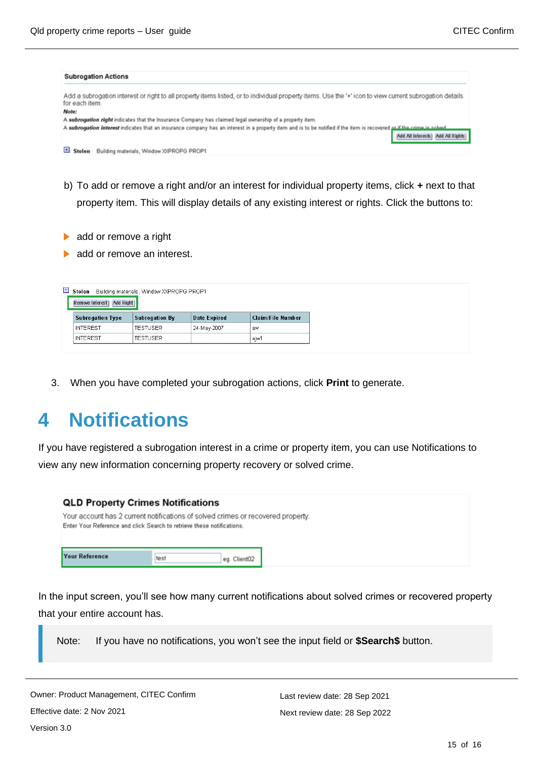**Subrogation Actions**

Add a subrogation interest or right to all property items listed, or to individual property items. Use the '+' icon to view current subrogation details for each item.

*Note:*

A ***subrogation right*** indicates that the Insurance Company has claimed legal ownership of a property item.

A ***subrogation interest*** indicates that an insurance company has an interest in a property item and is to be notified if the item is recovered or if the crime is solved.

Add All Interests | Add All Rights

⊞ **Stolen** Building materials, Window XXPROPG PROP1

b) To add or remove a right and/or an interest for individual property items, click **+** next to that property item. This will display details of any existing interest or rights. Click the buttons to:

- add or remove a right
- add or remove an interest.

⊟ **Stolen** Building materials, Window XXPROPG PROP1

Remove Interest | Add Right

| Subrogation Type | Subrogation By | Date Expired | Claim/File Number |
|---|---|---|---|
| INTEREST | TESTUSER | 24-May-2007 | aw |
| INTEREST | TESTUSER | | ajw1 |

3. When you have completed your subrogation actions, click **Print** to generate.

# 4 Notifications

If you have registered a subrogation interest in a crime or property item, you can use Notifications to view any new information concerning property recovery or solved crime.

**QLD Property Crimes Notifications**

Your account has 2 current notifications of solved crimes or recovered property.

Enter Your Reference and click Search to retrieve these notifications.

**Your Reference** test eg. Client02

In the input screen, you'll see how many current notifications about solved crimes or recovered property that your entire account has.

> Note: If you have no notifications, you won't see the input field or **$Search$** button.

Owner: Product Management, CITEC Confirm

Effective date: 2 Nov 2021

Version 3.0

Last review date: 28 Sep 2021

Next review date: 28 Sep 2022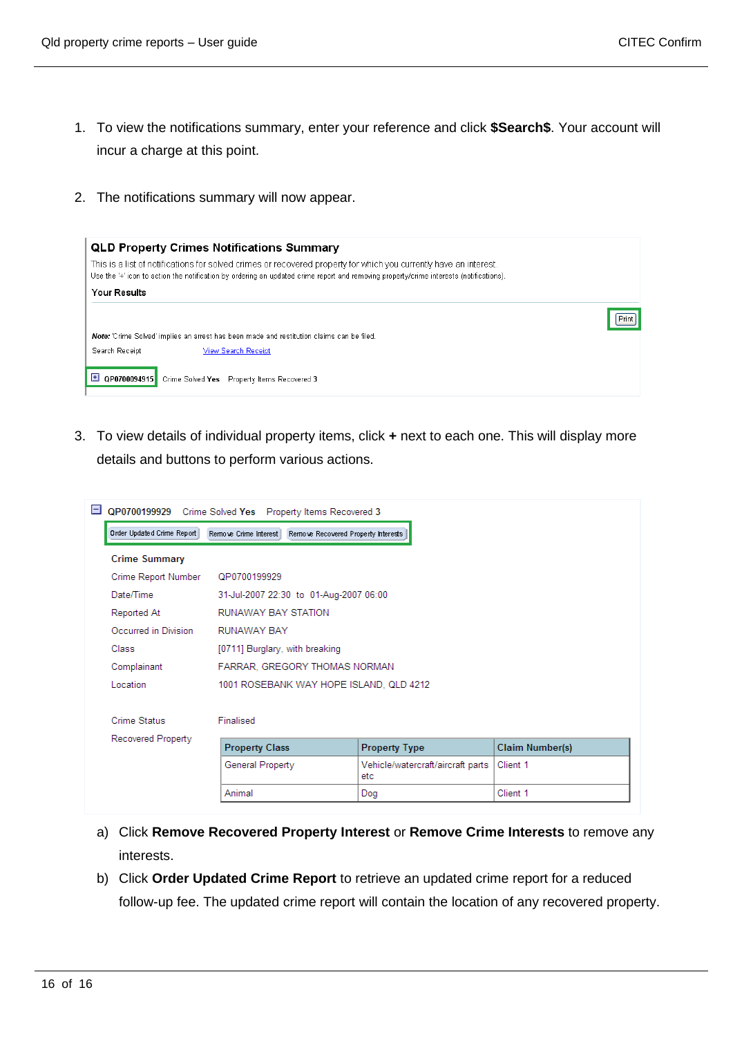1. To view the notifications summary, enter your reference and click **$Search$**. Your account will incur a charge at this point.

2. The notifications summary will now appear.

**QLD Property Crimes Notifications Summary**

This is a list of notifications for solved crimes or recovered property for which you currently have an interest.
Use the '+' icon to action the notification by ordering an updated crime report and removing property/crime interests (notifications).

**Your Results**

Print

***Note:*** 'Crime Solved' implies an arrest has been made and restitution claims can be filed.

Search Receipt    View Search Receipt

+ QP0700094915   Crime Solved **Yes**   Property Items Recovered 3

3. To view details of individual property items, click **+** next to each one. This will display more details and buttons to perform various actions.

− QP0700199929   Crime Solved **Yes**   Property Items Recovered 3

Order Updated Crime Report | Remove Crime Interest | Remove Recovered Property Interests

**Crime Summary**

| | |
|---|---|
| Crime Report Number | QP0700199929 |
| Date/Time | 31-Jul-2007 22:30 to 01-Aug-2007 06:00 |
| Reported At | RUNAWAY BAY STATION |
| Occurred in Division | RUNAWAY BAY |
| Class | [0711] Burglary, with breaking |
| Complainant | FARRAR, GREGORY THOMAS NORMAN |
| Location | 1001 ROSEBANK WAY HOPE ISLAND, QLD 4212 |
| Crime Status | Finalised |

Recovered Property

| Property Class | Property Type | Claim Number(s) |
|---|---|---|
| General Property | Vehicle/watercraft/aircraft parts etc | Client 1 |
| Animal | Dog | Client 1 |

a) Click **Remove Recovered Property Interest** or **Remove Crime Interests** to remove any interests.

b) Click **Order Updated Crime Report** to retrieve an updated crime report for a reduced follow-up fee. The updated crime report will contain the location of any recovered property.